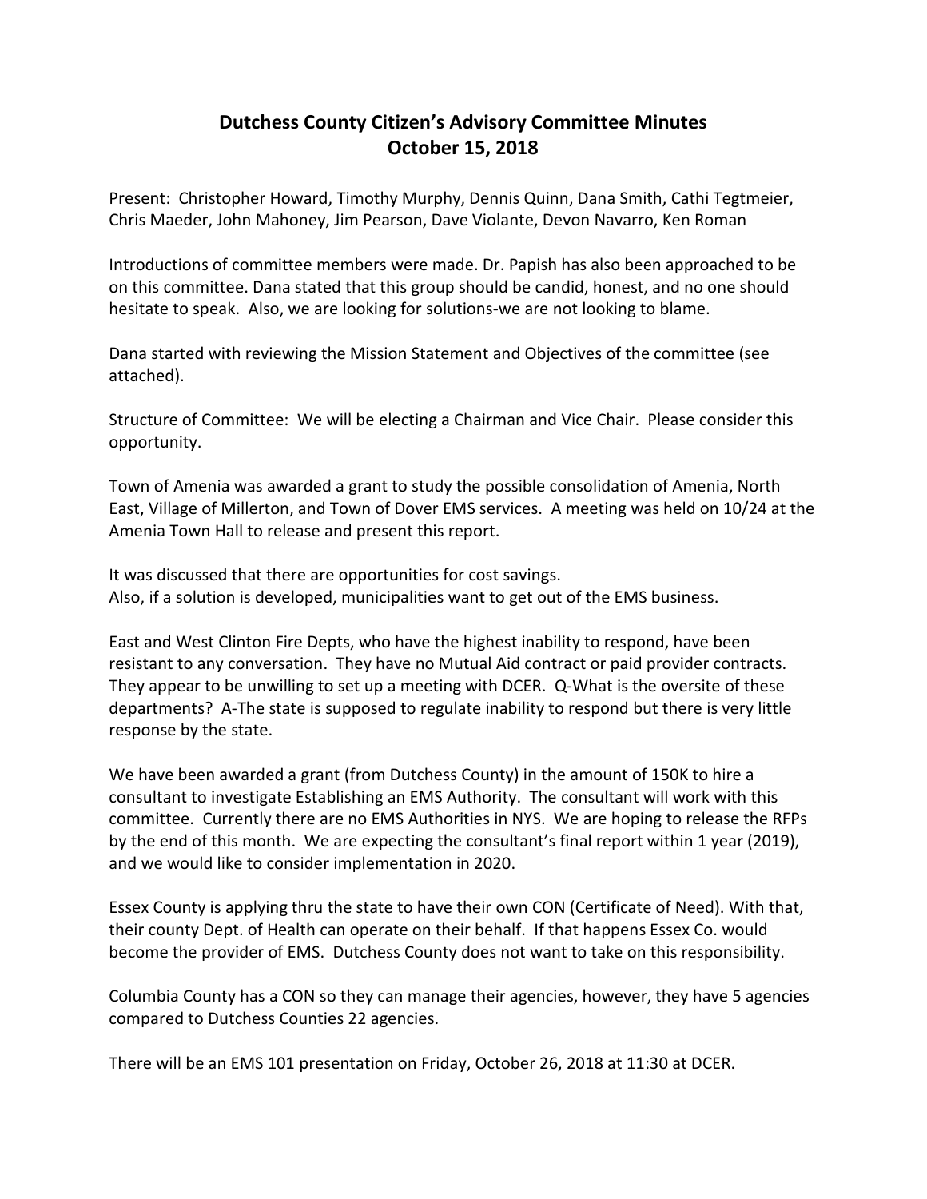# Dutchess County Citizen's Advisory Committee Minutes
## October 15, 2018

Present: Christopher Howard, Timothy Murphy, Dennis Quinn, Dana Smith, Cathi Tegtmeier, Chris Maeder, John Mahoney, Jim Pearson, Dave Violante, Devon Navarro, Ken Roman

Introductions of committee members were made. Dr. Papish has also been approached to be on this committee. Dana stated that this group should be candid, honest, and no one should hesitate to speak. Also, we are looking for solutions-we are not looking to blame.

Dana started with reviewing the Mission Statement and Objectives of the committee (see attached).

Structure of Committee: We will be electing a Chairman and Vice Chair. Please consider this opportunity.

Town of Amenia was awarded a grant to study the possible consolidation of Amenia, North East, Village of Millerton, and Town of Dover EMS services. A meeting was held on 10/24 at the Amenia Town Hall to release and present this report.

It was discussed that there are opportunities for cost savings.
Also, if a solution is developed, municipalities want to get out of the EMS business.

East and West Clinton Fire Depts, who have the highest inability to respond, have been resistant to any conversation. They have no Mutual Aid contract or paid provider contracts. They appear to be unwilling to set up a meeting with DCER. Q-What is the oversite of these departments? A-The state is supposed to regulate inability to respond but there is very little response by the state.

We have been awarded a grant (from Dutchess County) in the amount of 150K to hire a consultant to investigate Establishing an EMS Authority. The consultant will work with this committee. Currently there are no EMS Authorities in NYS. We are hoping to release the RFPs by the end of this month. We are expecting the consultant's final report within 1 year (2019), and we would like to consider implementation in 2020.

Essex County is applying thru the state to have their own CON (Certificate of Need). With that, their county Dept. of Health can operate on their behalf. If that happens Essex Co. would become the provider of EMS. Dutchess County does not want to take on this responsibility.

Columbia County has a CON so they can manage their agencies, however, they have 5 agencies compared to Dutchess Counties 22 agencies.

There will be an EMS 101 presentation on Friday, October 26, 2018 at 11:30 at DCER.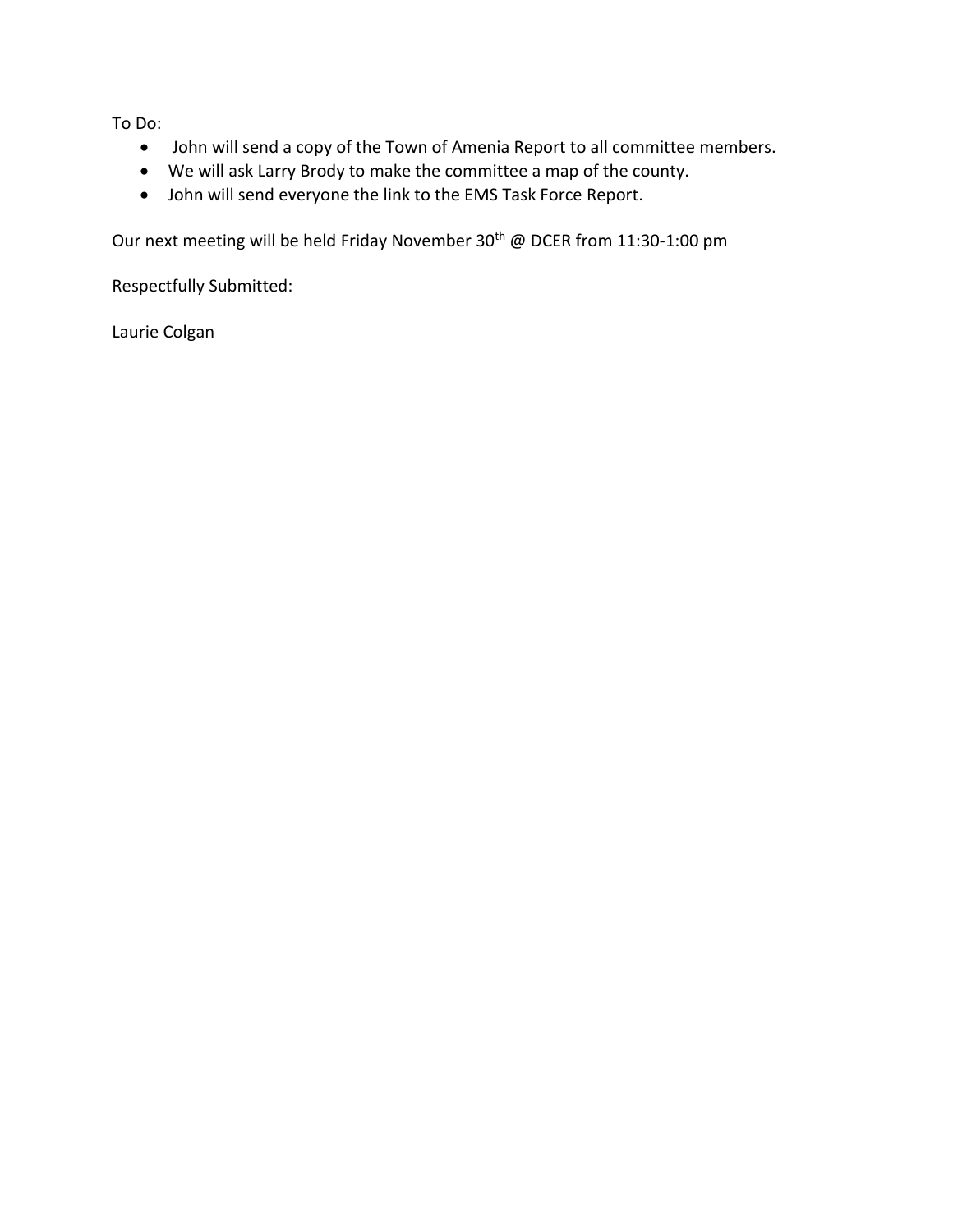To Do:

- John will send a copy of the Town of Amenia Report to all committee members.
- We will ask Larry Brody to make the committee a map of the county.
- John will send everyone the link to the EMS Task Force Report.

Our next meeting will be held Friday November 30th @ DCER from 11:30-1:00 pm

Respectfully Submitted:

Laurie Colgan